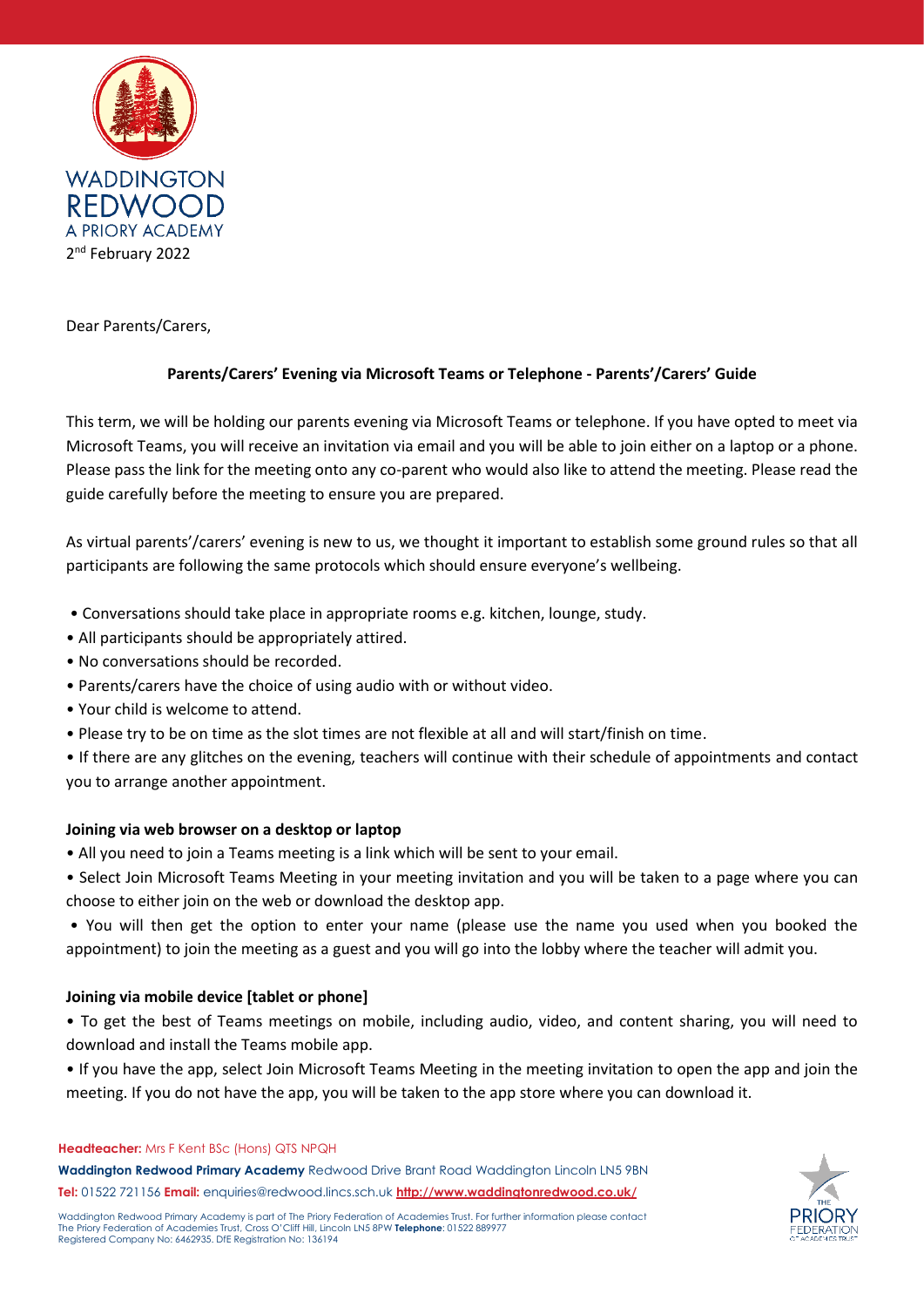WADDINGTON REDWOOD
A PRIORY ACADEMY

2nd February 2022

Dear Parents/Carers,

**Parents/Carers' Evening via Microsoft Teams or Telephone - Parents'/Carers' Guide**

This term, we will be holding our parents evening via Microsoft Teams or telephone. If you have opted to meet via Microsoft Teams, you will receive an invitation via email and you will be able to join either on a laptop or a phone. Please pass the link for the meeting onto any co-parent who would also like to attend the meeting. Please read the guide carefully before the meeting to ensure you are prepared.

As virtual parents'/carers' evening is new to us, we thought it important to establish some ground rules so that all participants are following the same protocols which should ensure everyone's wellbeing.

- Conversations should take place in appropriate rooms e.g. kitchen, lounge, study.
- All participants should be appropriately attired.
- No conversations should be recorded.
- Parents/carers have the choice of using audio with or without video.
- Your child is welcome to attend.
- Please try to be on time as the slot times are not flexible at all and will start/finish on time.
- If there are any glitches on the evening, teachers will continue with their schedule of appointments and contact you to arrange another appointment.

**Joining via web browser on a desktop or laptop**

- All you need to join a Teams meeting is a link which will be sent to your email.
- Select Join Microsoft Teams Meeting in your meeting invitation and you will be taken to a page where you can choose to either join on the web or download the desktop app.
- You will then get the option to enter your name (please use the name you used when you booked the appointment) to join the meeting as a guest and you will go into the lobby where the teacher will admit you.

**Joining via mobile device [tablet or phone]**

- To get the best of Teams meetings on mobile, including audio, video, and content sharing, you will need to download and install the Teams mobile app.
- If you have the app, select Join Microsoft Teams Meeting in the meeting invitation to open the app and join the meeting. If you do not have the app, you will be taken to the app store where you can download it.

**Headteacher:** Mrs F Kent BSc (Hons) QTS NPQH
**Waddington Redwood Primary Academy** Redwood Drive Brant Road Waddington Lincoln LN5 9BN
**Tel:** 01522 721156 **Email:** enquiries@redwood.lincs.sch.uk **http://www.waddingtonredwood.co.uk/**

Waddington Redwood Primary Academy is part of The Priory Federation of Academies Trust. For further information please contact The Priory Federation of Academies Trust, Cross O'Cliff Hill, Lincoln LN5 8PW **Telephone**: 01522 889977
Registered Company No: 6462935. DfE Registration No: 136194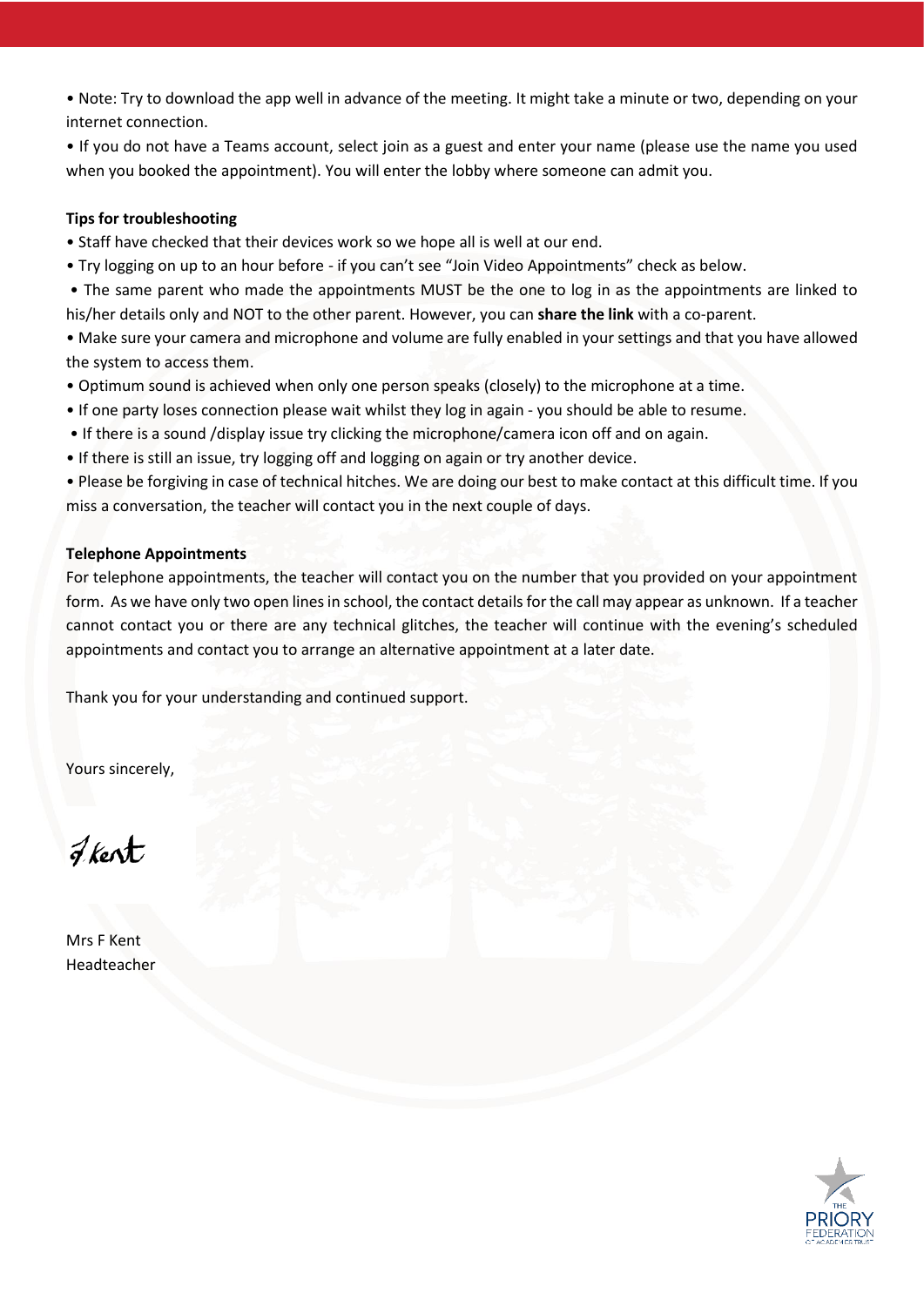• Note: Try to download the app well in advance of the meeting. It might take a minute or two, depending on your internet connection.

• If you do not have a Teams account, select join as a guest and enter your name (please use the name you used when you booked the appointment). You will enter the lobby where someone can admit you.

**Tips for troubleshooting**

• Staff have checked that their devices work so we hope all is well at our end.

• Try logging on up to an hour before - if you can't see "Join Video Appointments" check as below.

• The same parent who made the appointments MUST be the one to log in as the appointments are linked to his/her details only and NOT to the other parent. However, you can **share the link** with a co-parent.

• Make sure your camera and microphone and volume are fully enabled in your settings and that you have allowed the system to access them.

• Optimum sound is achieved when only one person speaks (closely) to the microphone at a time.

• If one party loses connection please wait whilst they log in again - you should be able to resume.

• If there is a sound /display issue try clicking the microphone/camera icon off and on again.

• If there is still an issue, try logging off and logging on again or try another device.

• Please be forgiving in case of technical hitches. We are doing our best to make contact at this difficult time. If you miss a conversation, the teacher will contact you in the next couple of days.

**Telephone Appointments**

For telephone appointments, the teacher will contact you on the number that you provided on your appointment form. As we have only two open lines in school, the contact details for the call may appear as unknown. If a teacher cannot contact you or there are any technical glitches, the teacher will continue with the evening's scheduled appointments and contact you to arrange an alternative appointment at a later date.

Thank you for your understanding and continued support.

Yours sincerely,

F Kent

Mrs F Kent
Headteacher

THE PRIORY FEDERATION OF ACADEMIES TRUST